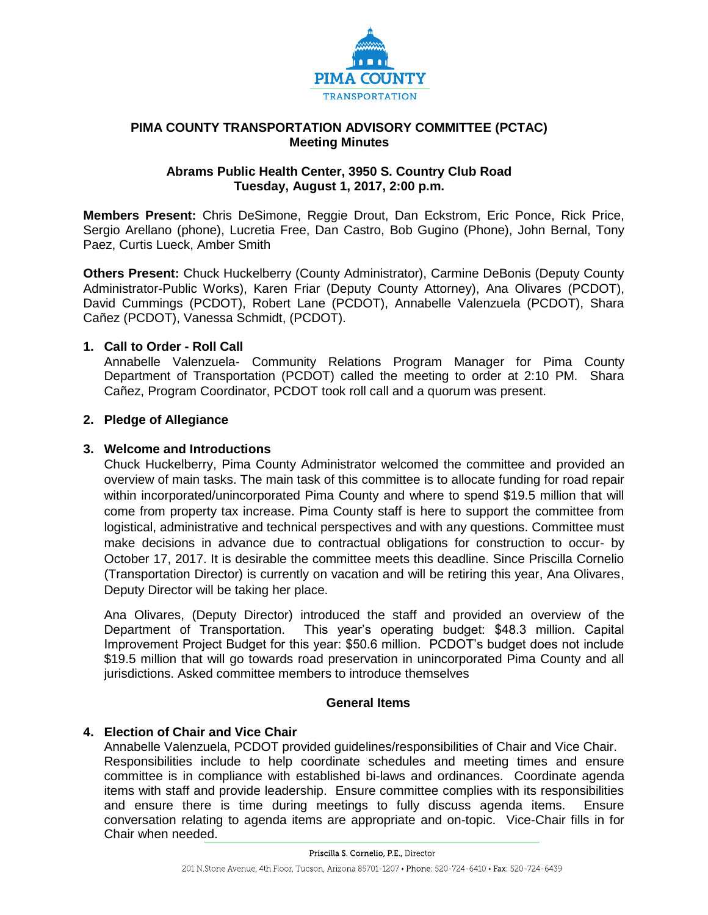PIMA COUNTY
TRANSPORTATION

# PIMA COUNTY TRANSPORTATION ADVISORY COMMITTEE (PCTAC)
## Meeting Minutes

**Abrams Public Health Center, 3950 S. Country Club Road**
**Tuesday, August 1, 2017, 2:00 p.m.**

**Members Present:** Chris DeSimone, Reggie Drout, Dan Eckstrom, Eric Ponce, Rick Price, Sergio Arellano (phone), Lucretia Free, Dan Castro, Bob Gugino (Phone), John Bernal, Tony Paez, Curtis Lueck, Amber Smith

**Others Present:** Chuck Huckelberry (County Administrator), Carmine DeBonis (Deputy County Administrator-Public Works), Karen Friar (Deputy County Attorney), Ana Olivares (PCDOT), David Cummings (PCDOT), Robert Lane (PCDOT), Annabelle Valenzuela (PCDOT), Shara Cañez (PCDOT), Vanessa Schmidt, (PCDOT).

1. **Call to Order - Roll Call**
   Annabelle Valenzuela- Community Relations Program Manager for Pima County Department of Transportation (PCDOT) called the meeting to order at 2:10 PM. Shara Cañez, Program Coordinator, PCDOT took roll call and a quorum was present.

2. **Pledge of Allegiance**

3. **Welcome and Introductions**
   Chuck Huckelberry, Pima County Administrator welcomed the committee and provided an overview of main tasks. The main task of this committee is to allocate funding for road repair within incorporated/unincorporated Pima County and where to spend $19.5 million that will come from property tax increase. Pima County staff is here to support the committee from logistical, administrative and technical perspectives and with any questions. Committee must make decisions in advance due to contractual obligations for construction to occur- by October 17, 2017. It is desirable the committee meets this deadline. Since Priscilla Cornelio (Transportation Director) is currently on vacation and will be retiring this year, Ana Olivares, Deputy Director will be taking her place.

   Ana Olivares, (Deputy Director) introduced the staff and provided an overview of the Department of Transportation. This year's operating budget: $48.3 million. Capital Improvement Project Budget for this year: $50.6 million. PCDOT's budget does not include $19.5 million that will go towards road preservation in unincorporated Pima County and all jurisdictions. Asked committee members to introduce themselves

### General Items

4. **Election of Chair and Vice Chair**
   Annabelle Valenzuela, PCDOT provided guidelines/responsibilities of Chair and Vice Chair. Responsibilities include to help coordinate schedules and meeting times and ensure committee is in compliance with established bi-laws and ordinances. Coordinate agenda items with staff and provide leadership. Ensure committee complies with its responsibilities and ensure there is time during meetings to fully discuss agenda items. Ensure conversation relating to agenda items are appropriate and on-topic. Vice-Chair fills in for Chair when needed.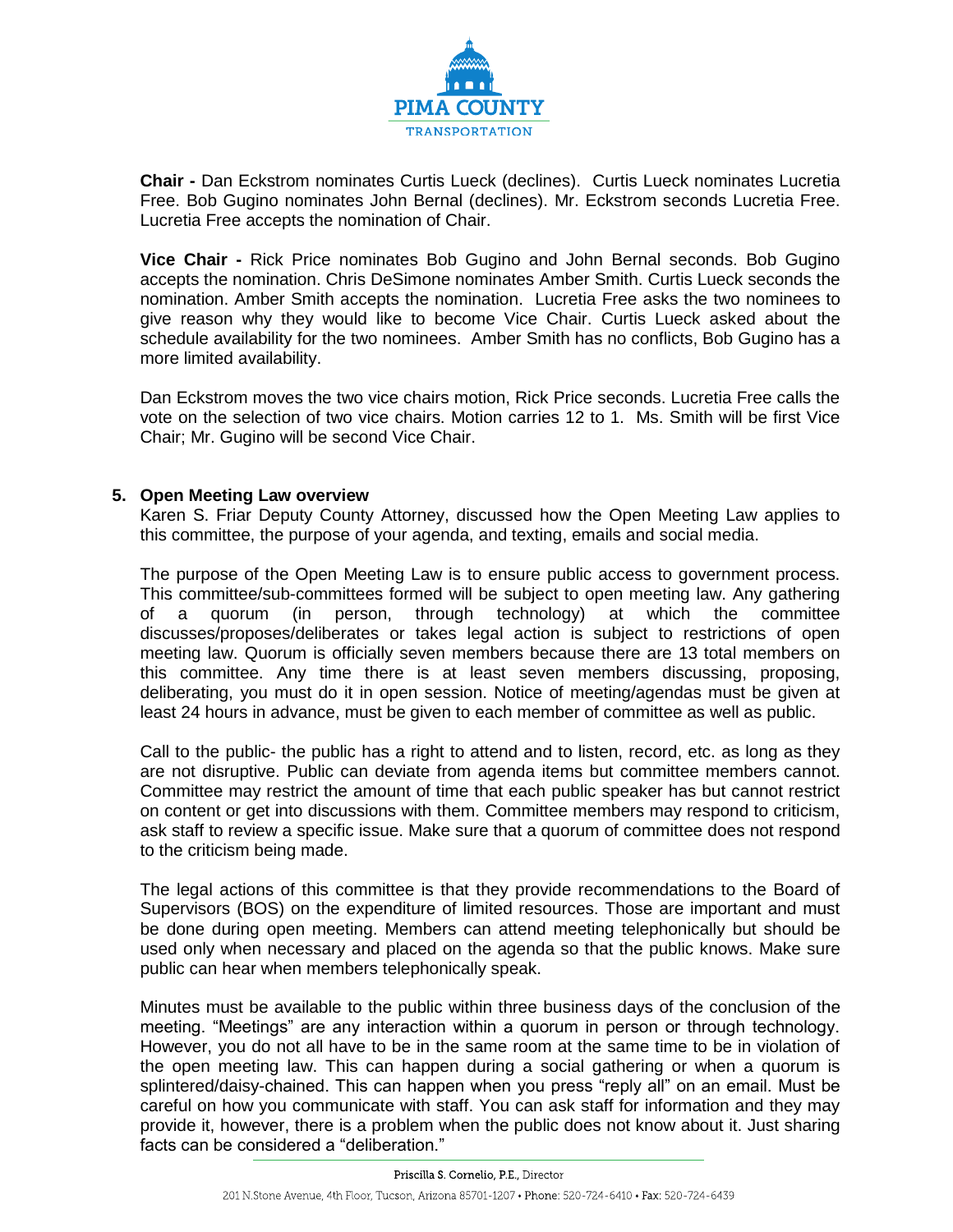**Chair -** Dan Eckstrom nominates Curtis Lueck (declines). Curtis Lueck nominates Lucretia Free. Bob Gugino nominates John Bernal (declines). Mr. Eckstrom seconds Lucretia Free. Lucretia Free accepts the nomination of Chair.

**Vice Chair -** Rick Price nominates Bob Gugino and John Bernal seconds. Bob Gugino accepts the nomination. Chris DeSimone nominates Amber Smith. Curtis Lueck seconds the nomination. Amber Smith accepts the nomination. Lucretia Free asks the two nominees to give reason why they would like to become Vice Chair. Curtis Lueck asked about the schedule availability for the two nominees. Amber Smith has no conflicts, Bob Gugino has a more limited availability.

Dan Eckstrom moves the two vice chairs motion, Rick Price seconds. Lucretia Free calls the vote on the selection of two vice chairs. Motion carries 12 to 1. Ms. Smith will be first Vice Chair; Mr. Gugino will be second Vice Chair.

**5. Open Meeting Law overview**

Karen S. Friar Deputy County Attorney, discussed how the Open Meeting Law applies to this committee, the purpose of your agenda, and texting, emails and social media.

The purpose of the Open Meeting Law is to ensure public access to government process. This committee/sub-committees formed will be subject to open meeting law. Any gathering of a quorum (in person, through technology) at which the committee discusses/proposes/deliberates or takes legal action is subject to restrictions of open meeting law. Quorum is officially seven members because there are 13 total members on this committee. Any time there is at least seven members discussing, proposing, deliberating, you must do it in open session. Notice of meeting/agendas must be given at least 24 hours in advance, must be given to each member of committee as well as public.

Call to the public- the public has a right to attend and to listen, record, etc. as long as they are not disruptive. Public can deviate from agenda items but committee members cannot. Committee may restrict the amount of time that each public speaker has but cannot restrict on content or get into discussions with them. Committee members may respond to criticism, ask staff to review a specific issue. Make sure that a quorum of committee does not respond to the criticism being made.

The legal actions of this committee is that they provide recommendations to the Board of Supervisors (BOS) on the expenditure of limited resources. Those are important and must be done during open meeting. Members can attend meeting telephonically but should be used only when necessary and placed on the agenda so that the public knows. Make sure public can hear when members telephonically speak.

Minutes must be available to the public within three business days of the conclusion of the meeting. "Meetings" are any interaction within a quorum in person or through technology. However, you do not all have to be in the same room at the same time to be in violation of the open meeting law. This can happen during a social gathering or when a quorum is splintered/daisy-chained. This can happen when you press "reply all" on an email. Must be careful on how you communicate with staff. You can ask staff for information and they may provide it, however, there is a problem when the public does not know about it. Just sharing facts can be considered a "deliberation."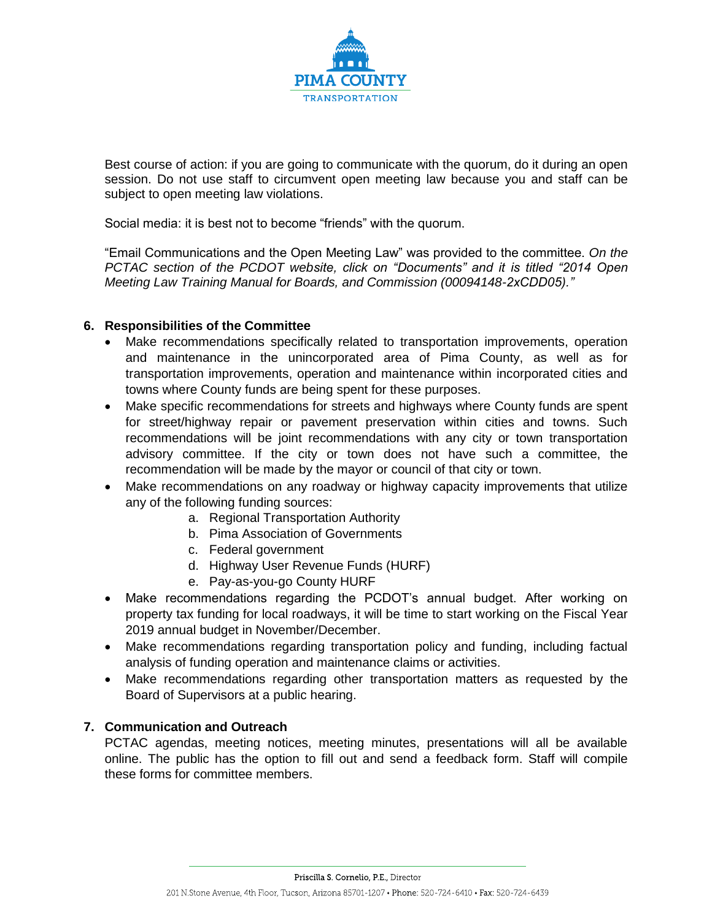Best course of action: if you are going to communicate with the quorum, do it during an open session. Do not use staff to circumvent open meeting law because you and staff can be subject to open meeting law violations.

Social media: it is best not to become "friends" with the quorum.

"Email Communications and the Open Meeting Law" was provided to the committee. *On the PCTAC section of the PCDOT website, click on "Documents" and it is titled "2014 Open Meeting Law Training Manual for Boards, and Commission (00094148-2xCDD05)."*

**6. Responsibilities of the Committee**

- Make recommendations specifically related to transportation improvements, operation and maintenance in the unincorporated area of Pima County, as well as for transportation improvements, operation and maintenance within incorporated cities and towns where County funds are being spent for these purposes.
- Make specific recommendations for streets and highways where County funds are spent for street/highway repair or pavement preservation within cities and towns. Such recommendations will be joint recommendations with any city or town transportation advisory committee. If the city or town does not have such a committee, the recommendation will be made by the mayor or council of that city or town.
- Make recommendations on any roadway or highway capacity improvements that utilize any of the following funding sources:
    a. Regional Transportation Authority
    b. Pima Association of Governments
    c. Federal government
    d. Highway User Revenue Funds (HURF)
    e. Pay-as-you-go County HURF
- Make recommendations regarding the PCDOT's annual budget. After working on property tax funding for local roadways, it will be time to start working on the Fiscal Year 2019 annual budget in November/December.
- Make recommendations regarding transportation policy and funding, including factual analysis of funding operation and maintenance claims or activities.
- Make recommendations regarding other transportation matters as requested by the Board of Supervisors at a public hearing.

**7. Communication and Outreach**

PCTAC agendas, meeting notices, meeting minutes, presentations will all be available online. The public has the option to fill out and send a feedback form. Staff will compile these forms for committee members.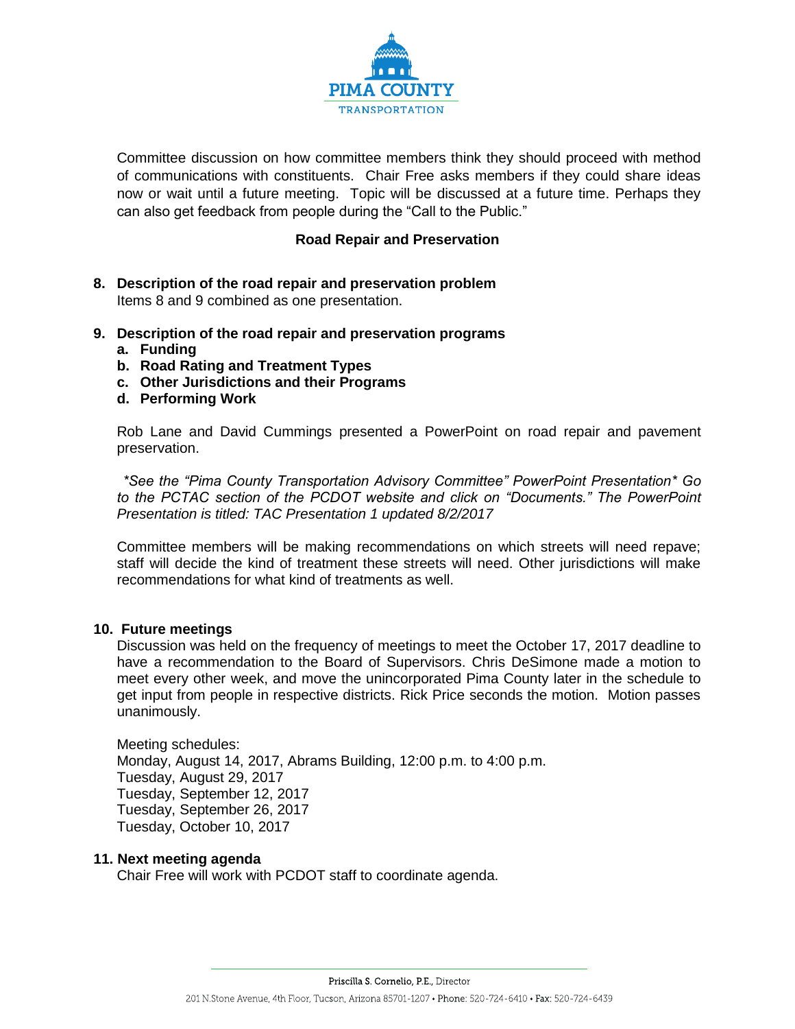Committee discussion on how committee members think they should proceed with method of communications with constituents. Chair Free asks members if they could share ideas now or wait until a future meeting. Topic will be discussed at a future time. Perhaps they can also get feedback from people during the "Call to the Public."

## Road Repair and Preservation

**8. Description of the road repair and preservation problem**

Items 8 and 9 combined as one presentation.

**9. Description of the road repair and preservation programs**

- **a. Funding**
- **b. Road Rating and Treatment Types**
- **c. Other Jurisdictions and their Programs**
- **d. Performing Work**

Rob Lane and David Cummings presented a PowerPoint on road repair and pavement preservation.

*\*See the "Pima County Transportation Advisory Committee" PowerPoint Presentation\* Go to the PCTAC section of the PCDOT website and click on "Documents." The PowerPoint Presentation is titled: TAC Presentation 1 updated 8/2/2017*

Committee members will be making recommendations on which streets will need repave; staff will decide the kind of treatment these streets will need. Other jurisdictions will make recommendations for what kind of treatments as well.

**10. Future meetings**

Discussion was held on the frequency of meetings to meet the October 17, 2017 deadline to have a recommendation to the Board of Supervisors. Chris DeSimone made a motion to meet every other week, and move the unincorporated Pima County later in the schedule to get input from people in respective districts. Rick Price seconds the motion. Motion passes unanimously.

Meeting schedules:
Monday, August 14, 2017, Abrams Building, 12:00 p.m. to 4:00 p.m.
Tuesday, August 29, 2017
Tuesday, September 12, 2017
Tuesday, September 26, 2017
Tuesday, October 10, 2017

**11. Next meeting agenda**

Chair Free will work with PCDOT staff to coordinate agenda.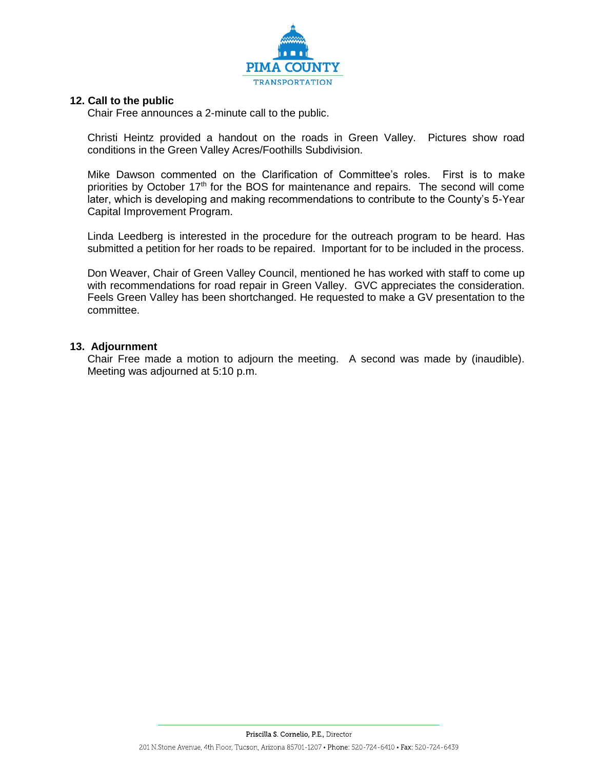## 12. Call to the public

Chair Free announces a 2-minute call to the public.

Christi Heintz provided a handout on the roads in Green Valley. Pictures show road conditions in the Green Valley Acres/Foothills Subdivision.

Mike Dawson commented on the Clarification of Committee's roles. First is to make priorities by October 17th for the BOS for maintenance and repairs. The second will come later, which is developing and making recommendations to contribute to the County's 5-Year Capital Improvement Program.

Linda Leedberg is interested in the procedure for the outreach program to be heard. Has submitted a petition for her roads to be repaired. Important for to be included in the process.

Don Weaver, Chair of Green Valley Council, mentioned he has worked with staff to come up with recommendations for road repair in Green Valley. GVC appreciates the consideration. Feels Green Valley has been shortchanged. He requested to make a GV presentation to the committee.

## 13. Adjournment

Chair Free made a motion to adjourn the meeting. A second was made by (inaudible). Meeting was adjourned at 5:10 p.m.